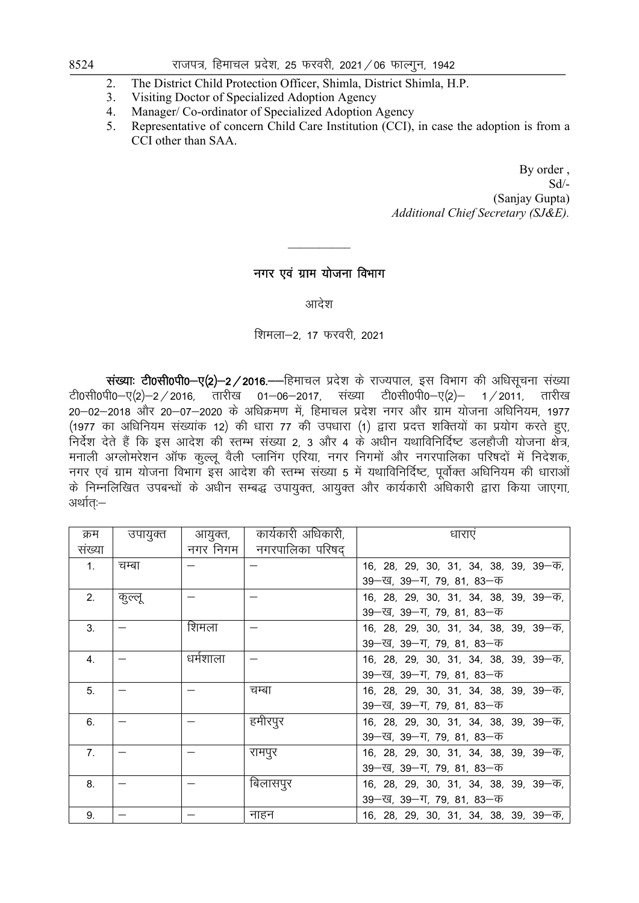2. The District Child Protection Officer, Shimla, District Shimla, H.P.
3. Visiting Doctor of Specialized Adoption Agency
4. Manager/ Co-ordinator of Specialized Adoption Agency
5. Representative of concern Child Care Institution (CCI), in case the adoption is from a CCI other than SAA.

By order ,
Sd/-
(Sanjay Gupta)
*Additional Chief Secretary (SJ&E).*

---

## नगर एवं ग्राम योजना विभाग

### आदेश

शिमला–2, 17 फरवरी, 2021

**संख्याः टी0सी0पी0–ए(2)–2/2016.**—हिमाचल प्रदेश के राज्यपाल, इस विभाग की अधिसूचना संख्या टी0सी0पी0–ए(2)–2/2016, तारीख 01–06–2017, संख्या टी0सी0पी0–ए(2)– 1/2011, तारीख 20–02–2018 और 20–07–2020 के अधिक्रमण में, हिमाचल प्रदेश नगर और ग्राम योजना अधिनियम, 1977 (1977 का अधिनियम संख्यांक 12) की धारा 77 की उपधारा (1) द्वारा प्रदत्त शक्तियों का प्रयोग करते हुए, निर्देश देते हैं कि इस आदेश की स्तम्भ संख्या 2, 3 और 4 के अधीन यथाविनिर्दिष्ट डलहौजी योजना क्षेत्र, मनाली अग्लोमरेशन ऑफ कुल्लू वैली प्लानिंग एरिया, नगर निगमों और नगरपालिका परिषदों में निदेशक, नगर एवं ग्राम योजना विभाग इस आदेश की स्तम्भ संख्या 5 में यथाविनिर्दिष्ट, पूर्वोक्त अधिनियम की धाराओं के निम्नलिखित उपबन्धों के अधीन सम्बद्ध उपायुक्त, आयुक्त और कार्यकारी अधिकारी द्वारा किया जाएगा, अर्थात्:–

| क्रम संख्या | उपायुक्त | आयुक्त, नगर निगम | कार्यकारी अधिकारी, नगरपालिका परिषद् | धाराएं |
|---|---|---|---|---|
| 1. | चम्बा | – | – | 16, 28, 29, 30, 31, 34, 38, 39, 39–क, 39–ख, 39–ग, 79, 81, 83–क |
| 2. | कुल्लू | – | – | 16, 28, 29, 30, 31, 34, 38, 39, 39–क, 39–ख, 39–ग, 79, 81, 83–क |
| 3. | – | शिमला | – | 16, 28, 29, 30, 31, 34, 38, 39, 39–क, 39–ख, 39–ग, 79, 81, 83–क |
| 4. | – | धर्मशाला | – | 16, 28, 29, 30, 31, 34, 38, 39, 39–क, 39–ख, 39–ग, 79, 81, 83–क |
| 5. | – | – | चम्बा | 16, 28, 29, 30, 31, 34, 38, 39, 39–क, 39–ख, 39–ग, 79, 81, 83–क |
| 6. | – | – | हमीरपुर | 16, 28, 29, 30, 31, 34, 38, 39, 39–क, 39–ख, 39–ग, 79, 81, 83–क |
| 7. | – | – | रामपुर | 16, 28, 29, 30, 31, 34, 38, 39, 39–क, 39–ख, 39–ग, 79, 81, 83–क |
| 8. | – | – | बिलासपुर | 16, 28, 29, 30, 31, 34, 38, 39, 39–क, 39–ख, 39–ग, 79, 81, 83–क |
| 9. | – | – | नाहन | 16, 28, 29, 30, 31, 34, 38, 39, 39–क, |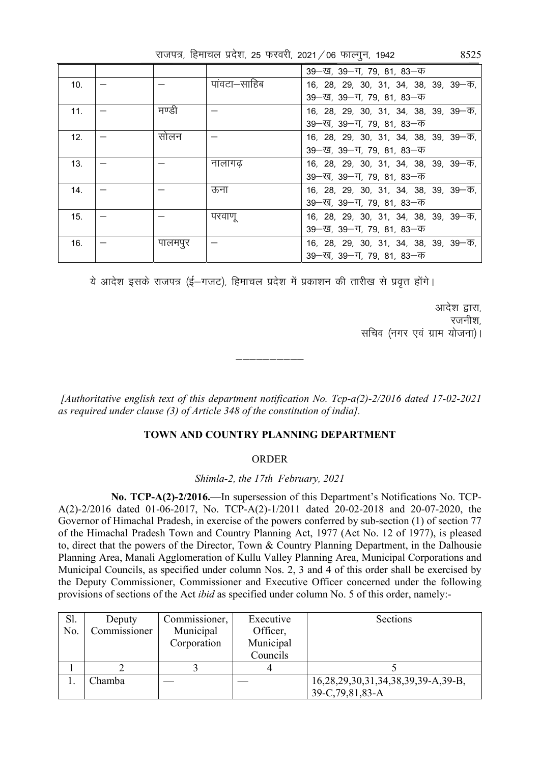|  |  |  |  | 39–ख, 39–ग, 79, 81, 83–क |
|---|---|---|---|---|
| 10. | — | — | पांवटा–साहिब | 16, 28, 29, 30, 31, 34, 38, 39, 39–क, 39–ख, 39–ग, 79, 81, 83–क |
| 11. | — | मण्डी | — | 16, 28, 29, 30, 31, 34, 38, 39, 39–क, 39–ख, 39–ग, 79, 81, 83–क |
| 12. | — | सोलन | — | 16, 28, 29, 30, 31, 34, 38, 39, 39–क, 39–ख, 39–ग, 79, 81, 83–क |
| 13. | — | — | नालागढ़ | 16, 28, 29, 30, 31, 34, 38, 39, 39–क, 39–ख, 39–ग, 79, 81, 83–क |
| 14. | — | — | ऊना | 16, 28, 29, 30, 31, 34, 38, 39, 39–क, 39–ख, 39–ग, 79, 81, 83–क |
| 15. | — | — | परवाणू | 16, 28, 29, 30, 31, 34, 38, 39, 39–क, 39–ख, 39–ग, 79, 81, 83–क |
| 16. | — | पालमपुर | — | 16, 28, 29, 30, 31, 34, 38, 39, 39–क, 39–ख, 39–ग, 79, 81, 83–क |

ये आदेश इसके राजपत्र (ई–गजट), हिमाचल प्रदेश में प्रकाशन की तारीख से प्रवृत्त होंगे।

आदेश द्वारा,
रजनीश,
सचिव (नगर एवं ग्राम योजना)।

---

*[Authoritative english text of this department notification No. Tcp-a(2)-2/2016 dated 17-02-2021 as required under clause (3) of Article 348 of the constitution of india].*

## TOWN AND COUNTRY PLANNING DEPARTMENT

ORDER

*Shimla-2, the 17th February, 2021*

**No. TCP-A(2)-2/2016.**—In supersession of this Department's Notifications No. TCP-A(2)-2/2016 dated 01-06-2017, No. TCP-A(2)-1/2011 dated 20-02-2018 and 20-07-2020, the Governor of Himachal Pradesh, in exercise of the powers conferred by sub-section (1) of section 77 of the Himachal Pradesh Town and Country Planning Act, 1977 (Act No. 12 of 1977), is pleased to, direct that the powers of the Director, Town & Country Planning Department, in the Dalhousie Planning Area, Manali Agglomeration of Kullu Valley Planning Area, Municipal Corporations and Municipal Councils, as specified under column Nos. 2, 3 and 4 of this order shall be exercised by the Deputy Commissioner, Commissioner and Executive Officer concerned under the following provisions of sections of the Act *ibid* as specified under column No. 5 of this order, namely:-

| Sl. No. | Deputy Commissioner | Commissioner, Municipal Corporation | Executive Officer, Municipal Councils | Sections |
|---|---|---|---|---|
| 1 | 2 | 3 | 4 | 5 |
| 1. | Chamba | — | — | 16,28,29,30,31,34,38,39,39-A,39-B, 39-C,79,81,83-A |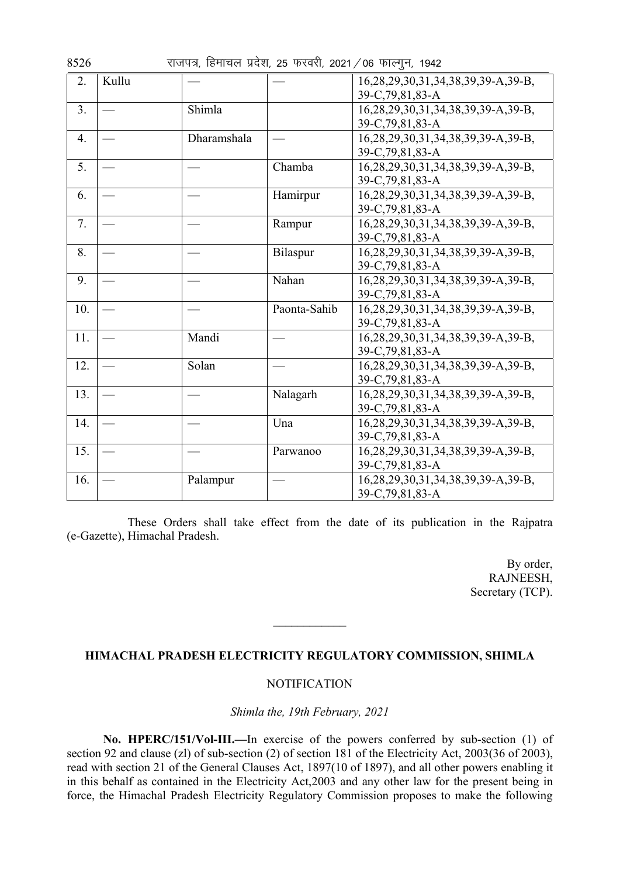| | | | | |
|---|---|---|---|---|
| 2. | Kullu | — | — | 16,28,29,30,31,34,38,39,39-A,39-B, 39-C,79,81,83-A |
| 3. | — | Shimla | | 16,28,29,30,31,34,38,39,39-A,39-B, 39-C,79,81,83-A |
| 4. | — | Dharamshala | — | 16,28,29,30,31,34,38,39,39-A,39-B, 39-C,79,81,83-A |
| 5. | — | — | Chamba | 16,28,29,30,31,34,38,39,39-A,39-B, 39-C,79,81,83-A |
| 6. | — | — | Hamirpur | 16,28,29,30,31,34,38,39,39-A,39-B, 39-C,79,81,83-A |
| 7. | — | — | Rampur | 16,28,29,30,31,34,38,39,39-A,39-B, 39-C,79,81,83-A |
| 8. | — | — | Bilaspur | 16,28,29,30,31,34,38,39,39-A,39-B, 39-C,79,81,83-A |
| 9. | — | — | Nahan | 16,28,29,30,31,34,38,39,39-A,39-B, 39-C,79,81,83-A |
| 10. | — | — | Paonta-Sahib | 16,28,29,30,31,34,38,39,39-A,39-B, 39-C,79,81,83-A |
| 11. | — | Mandi | — | 16,28,29,30,31,34,38,39,39-A,39-B, 39-C,79,81,83-A |
| 12. | — | Solan | — | 16,28,29,30,31,34,38,39,39-A,39-B, 39-C,79,81,83-A |
| 13. | — | — | Nalagarh | 16,28,29,30,31,34,38,39,39-A,39-B, 39-C,79,81,83-A |
| 14. | — | — | Una | 16,28,29,30,31,34,38,39,39-A,39-B, 39-C,79,81,83-A |
| 15. | — | — | Parwanoo | 16,28,29,30,31,34,38,39,39-A,39-B, 39-C,79,81,83-A |
| 16. | — | Palampur | — | 16,28,29,30,31,34,38,39,39-A,39-B, 39-C,79,81,83-A |

These Orders shall take effect from the date of its publication in the Rajpatra (e-Gazette), Himachal Pradesh.

By order,
RAJNEESH,
Secretary (TCP).

---

## HIMACHAL PRADESH ELECTRICITY REGULATORY COMMISSION, SHIMLA

NOTIFICATION

*Shimla the, 19th February, 2021*

**No. HPERC/151/Vol-III.—**In exercise of the powers conferred by sub-section (1) of section 92 and clause (zl) of sub-section (2) of section 181 of the Electricity Act, 2003(36 of 2003), read with section 21 of the General Clauses Act, 1897(10 of 1897), and all other powers enabling it in this behalf as contained in the Electricity Act,2003 and any other law for the present being in force, the Himachal Pradesh Electricity Regulatory Commission proposes to make the following